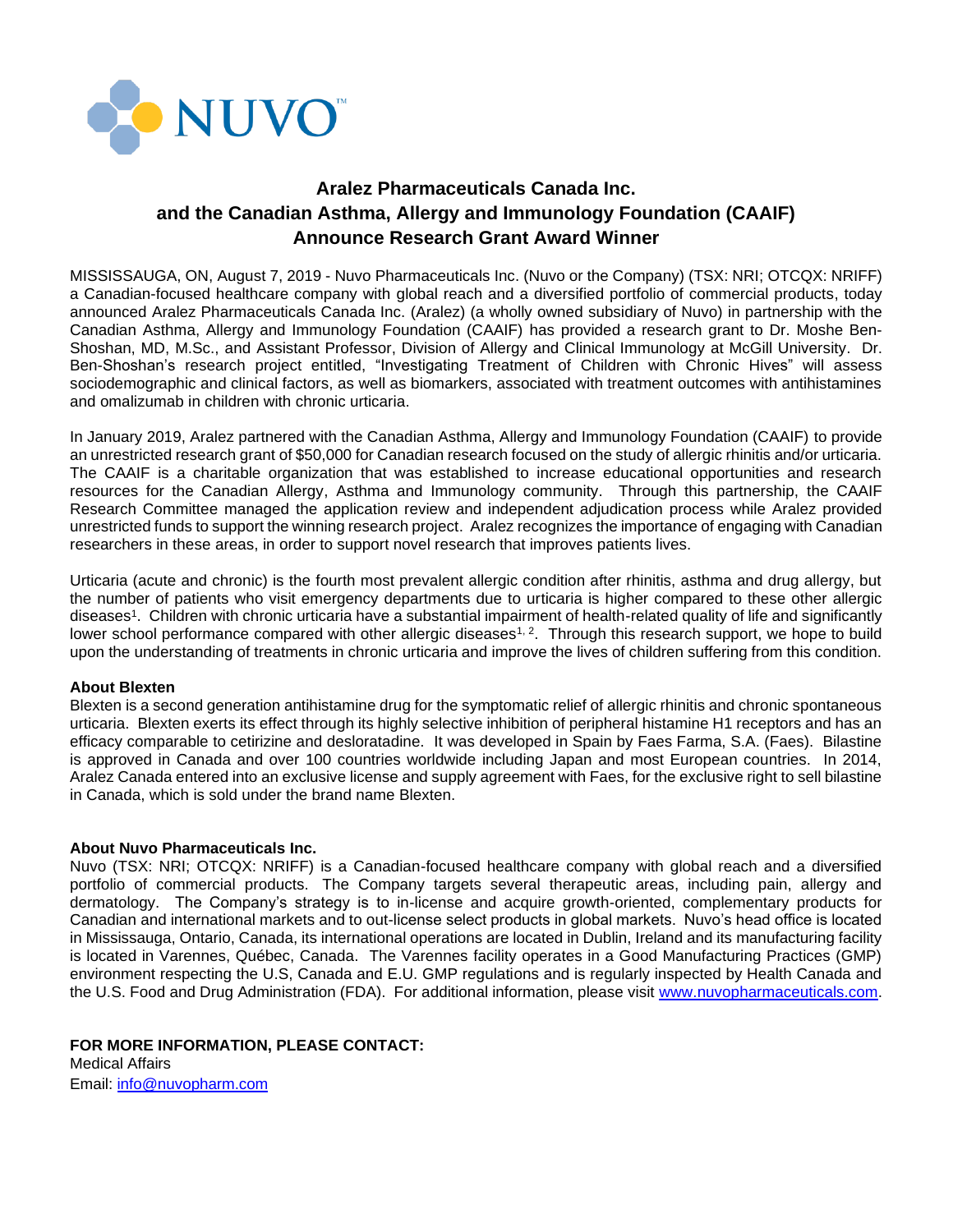NUVO™

# Aralez Pharmaceuticals Canada Inc. and the Canadian Asthma, Allergy and Immunology Foundation (CAAIF) Announce Research Grant Award Winner

MISSISSAUGA, ON, August 7, 2019 - Nuvo Pharmaceuticals Inc. (Nuvo or the Company) (TSX: NRI; OTCQX: NRIFF) a Canadian-focused healthcare company with global reach and a diversified portfolio of commercial products, today announced Aralez Pharmaceuticals Canada Inc. (Aralez) (a wholly owned subsidiary of Nuvo) in partnership with the Canadian Asthma, Allergy and Immunology Foundation (CAAIF) has provided a research grant to Dr. Moshe Ben-Shoshan, MD, M.Sc., and Assistant Professor, Division of Allergy and Clinical Immunology at McGill University. Dr. Ben-Shoshan's research project entitled, "Investigating Treatment of Children with Chronic Hives" will assess sociodemographic and clinical factors, as well as biomarkers, associated with treatment outcomes with antihistamines and omalizumab in children with chronic urticaria.

In January 2019, Aralez partnered with the Canadian Asthma, Allergy and Immunology Foundation (CAAIF) to provide an unrestricted research grant of $50,000 for Canadian research focused on the study of allergic rhinitis and/or urticaria. The CAAIF is a charitable organization that was established to increase educational opportunities and research resources for the Canadian Allergy, Asthma and Immunology community. Through this partnership, the CAAIF Research Committee managed the application review and independent adjudication process while Aralez provided unrestricted funds to support the winning research project. Aralez recognizes the importance of engaging with Canadian researchers in these areas, in order to support novel research that improves patients lives.

Urticaria (acute and chronic) is the fourth most prevalent allergic condition after rhinitis, asthma and drug allergy, but the number of patients who visit emergency departments due to urticaria is higher compared to these other allergic diseases[1]. Children with chronic urticaria have a substantial impairment of health-related quality of life and significantly lower school performance compared with other allergic diseases[1,2]. Through this research support, we hope to build upon the understanding of treatments in chronic urticaria and improve the lives of children suffering from this condition.

**About Blexten**

Blexten is a second generation antihistamine drug for the symptomatic relief of allergic rhinitis and chronic spontaneous urticaria. Blexten exerts its effect through its highly selective inhibition of peripheral histamine H1 receptors and has an efficacy comparable to cetirizine and desloratadine. It was developed in Spain by Faes Farma, S.A. (Faes). Bilastine is approved in Canada and over 100 countries worldwide including Japan and most European countries. In 2014, Aralez Canada entered into an exclusive license and supply agreement with Faes, for the exclusive right to sell bilastine in Canada, which is sold under the brand name Blexten.

**About Nuvo Pharmaceuticals Inc.**

Nuvo (TSX: NRI; OTCQX: NRIFF) is a Canadian-focused healthcare company with global reach and a diversified portfolio of commercial products. The Company targets several therapeutic areas, including pain, allergy and dermatology. The Company's strategy is to in-license and acquire growth-oriented, complementary products for Canadian and international markets and to out-license select products in global markets. Nuvo's head office is located in Mississauga, Ontario, Canada, its international operations are located in Dublin, Ireland and its manufacturing facility is located in Varennes, Québec, Canada. The Varennes facility operates in a Good Manufacturing Practices (GMP) environment respecting the U.S, Canada and E.U. GMP regulations and is regularly inspected by Health Canada and the U.S. Food and Drug Administration (FDA). For additional information, please visit www.nuvopharmaceuticals.com.

**FOR MORE INFORMATION, PLEASE CONTACT:**

Medical Affairs
Email: info@nuvopharm.com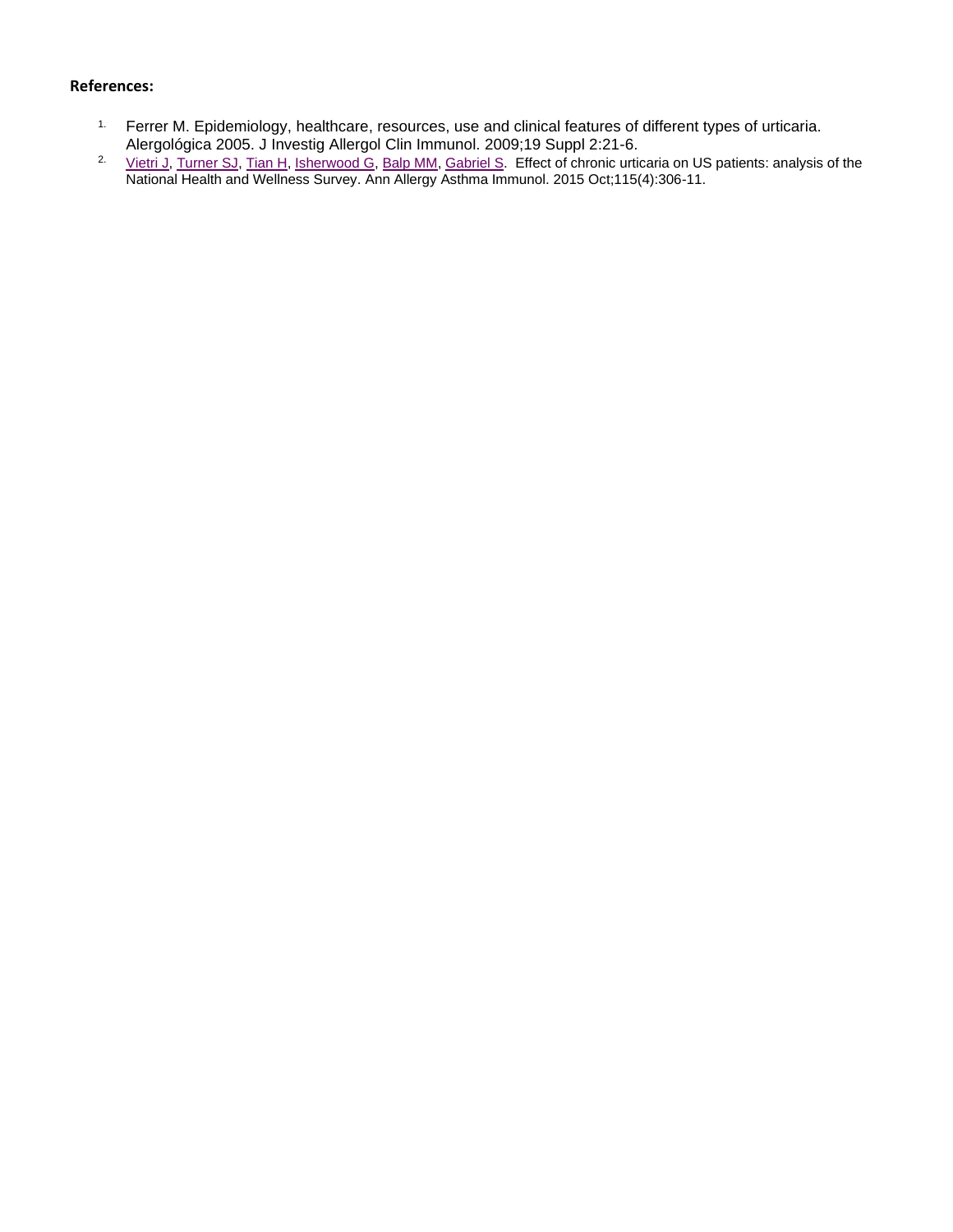**References:**

1. Ferrer M. Epidemiology, healthcare, resources, use and clinical features of different types of urticaria. Alergológica 2005. J Investig Allergol Clin Immunol. 2009;19 Suppl 2:21-6.
2. Vietri J, Turner SJ, Tian H, Isherwood G, Balp MM, Gabriel S. Effect of chronic urticaria on US patients: analysis of the National Health and Wellness Survey. Ann Allergy Asthma Immunol. 2015 Oct;115(4):306-11.